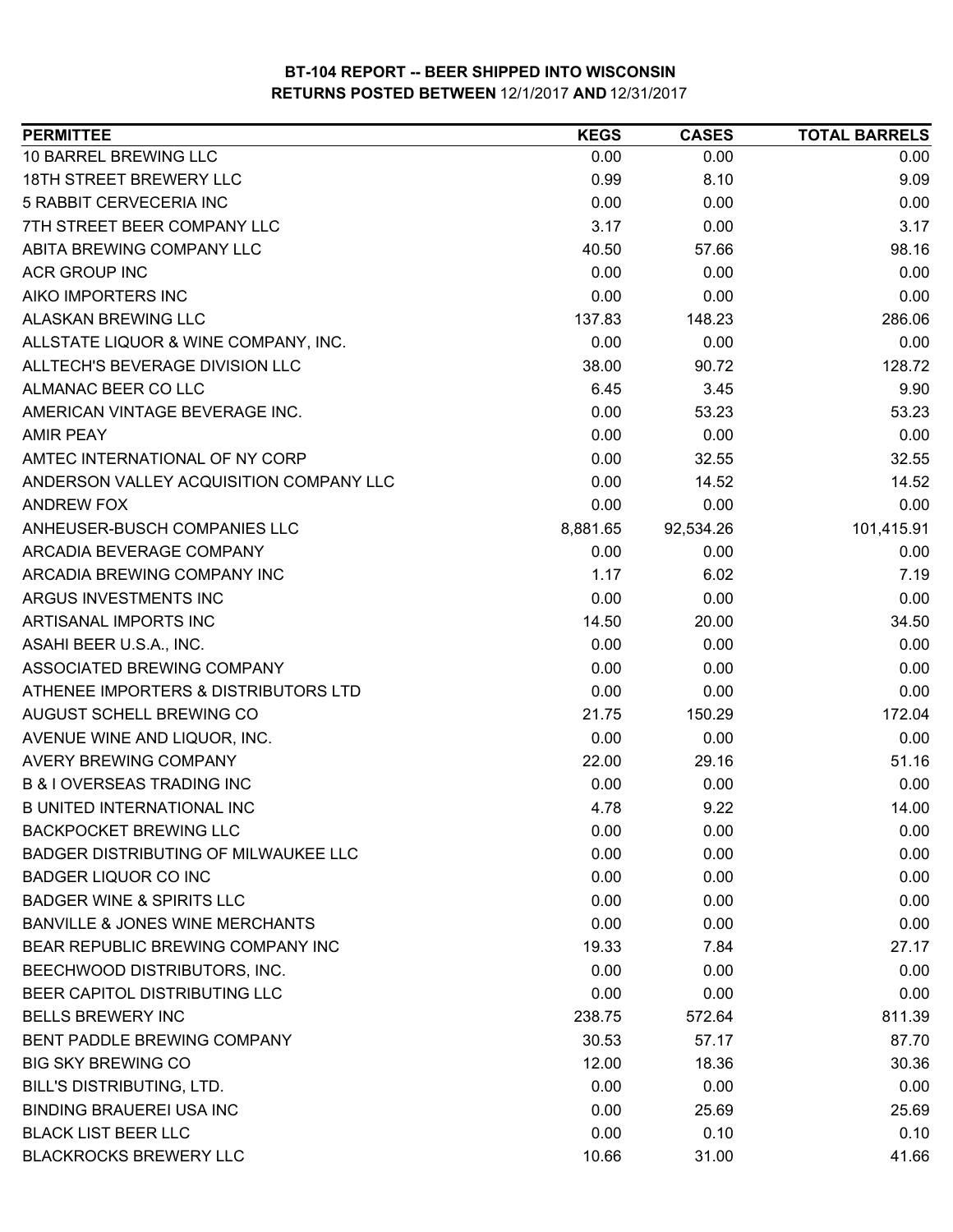# BT-104 REPORT -- BEER SHIPPED INTO WISCONSIN
## RETURNS POSTED BETWEEN 12/1/2017 AND 12/31/2017

| PERMITTEE | KEGS | CASES | TOTAL BARRELS |
|---|---|---|---|
| 10 BARREL BREWING LLC | 0.00 | 0.00 | 0.00 |
| 18TH STREET BREWERY LLC | 0.99 | 8.10 | 9.09 |
| 5 RABBIT CERVECERIA INC | 0.00 | 0.00 | 0.00 |
| 7TH STREET BEER COMPANY LLC | 3.17 | 0.00 | 3.17 |
| ABITA BREWING COMPANY LLC | 40.50 | 57.66 | 98.16 |
| ACR GROUP INC | 0.00 | 0.00 | 0.00 |
| AIKO IMPORTERS INC | 0.00 | 0.00 | 0.00 |
| ALASKAN BREWING LLC | 137.83 | 148.23 | 286.06 |
| ALLSTATE LIQUOR & WINE COMPANY, INC. | 0.00 | 0.00 | 0.00 |
| ALLTECH'S BEVERAGE DIVISION LLC | 38.00 | 90.72 | 128.72 |
| ALMANAC BEER CO LLC | 6.45 | 3.45 | 9.90 |
| AMERICAN VINTAGE BEVERAGE INC. | 0.00 | 53.23 | 53.23 |
| AMIR PEAY | 0.00 | 0.00 | 0.00 |
| AMTEC INTERNATIONAL OF NY CORP | 0.00 | 32.55 | 32.55 |
| ANDERSON VALLEY ACQUISITION COMPANY LLC | 0.00 | 14.52 | 14.52 |
| ANDREW FOX | 0.00 | 0.00 | 0.00 |
| ANHEUSER-BUSCH COMPANIES LLC | 8,881.65 | 92,534.26 | 101,415.91 |
| ARCADIA BEVERAGE COMPANY | 0.00 | 0.00 | 0.00 |
| ARCADIA BREWING COMPANY INC | 1.17 | 6.02 | 7.19 |
| ARGUS INVESTMENTS INC | 0.00 | 0.00 | 0.00 |
| ARTISANAL IMPORTS INC | 14.50 | 20.00 | 34.50 |
| ASAHI BEER U.S.A., INC. | 0.00 | 0.00 | 0.00 |
| ASSOCIATED BREWING COMPANY | 0.00 | 0.00 | 0.00 |
| ATHENEE IMPORTERS & DISTRIBUTORS LTD | 0.00 | 0.00 | 0.00 |
| AUGUST SCHELL BREWING CO | 21.75 | 150.29 | 172.04 |
| AVENUE WINE AND LIQUOR, INC. | 0.00 | 0.00 | 0.00 |
| AVERY BREWING COMPANY | 22.00 | 29.16 | 51.16 |
| B & I OVERSEAS TRADING INC | 0.00 | 0.00 | 0.00 |
| B UNITED INTERNATIONAL INC | 4.78 | 9.22 | 14.00 |
| BACKPOCKET BREWING LLC | 0.00 | 0.00 | 0.00 |
| BADGER DISTRIBUTING OF MILWAUKEE LLC | 0.00 | 0.00 | 0.00 |
| BADGER LIQUOR CO INC | 0.00 | 0.00 | 0.00 |
| BADGER WINE & SPIRITS LLC | 0.00 | 0.00 | 0.00 |
| BANVILLE & JONES WINE MERCHANTS | 0.00 | 0.00 | 0.00 |
| BEAR REPUBLIC BREWING COMPANY INC | 19.33 | 7.84 | 27.17 |
| BEECHWOOD DISTRIBUTORS, INC. | 0.00 | 0.00 | 0.00 |
| BEER CAPITOL DISTRIBUTING LLC | 0.00 | 0.00 | 0.00 |
| BELLS BREWERY INC | 238.75 | 572.64 | 811.39 |
| BENT PADDLE BREWING COMPANY | 30.53 | 57.17 | 87.70 |
| BIG SKY BREWING CO | 12.00 | 18.36 | 30.36 |
| BILL'S DISTRIBUTING, LTD. | 0.00 | 0.00 | 0.00 |
| BINDING BRAUEREI USA INC | 0.00 | 25.69 | 25.69 |
| BLACK LIST BEER LLC | 0.00 | 0.10 | 0.10 |
| BLACKROCKS BREWERY LLC | 10.66 | 31.00 | 41.66 |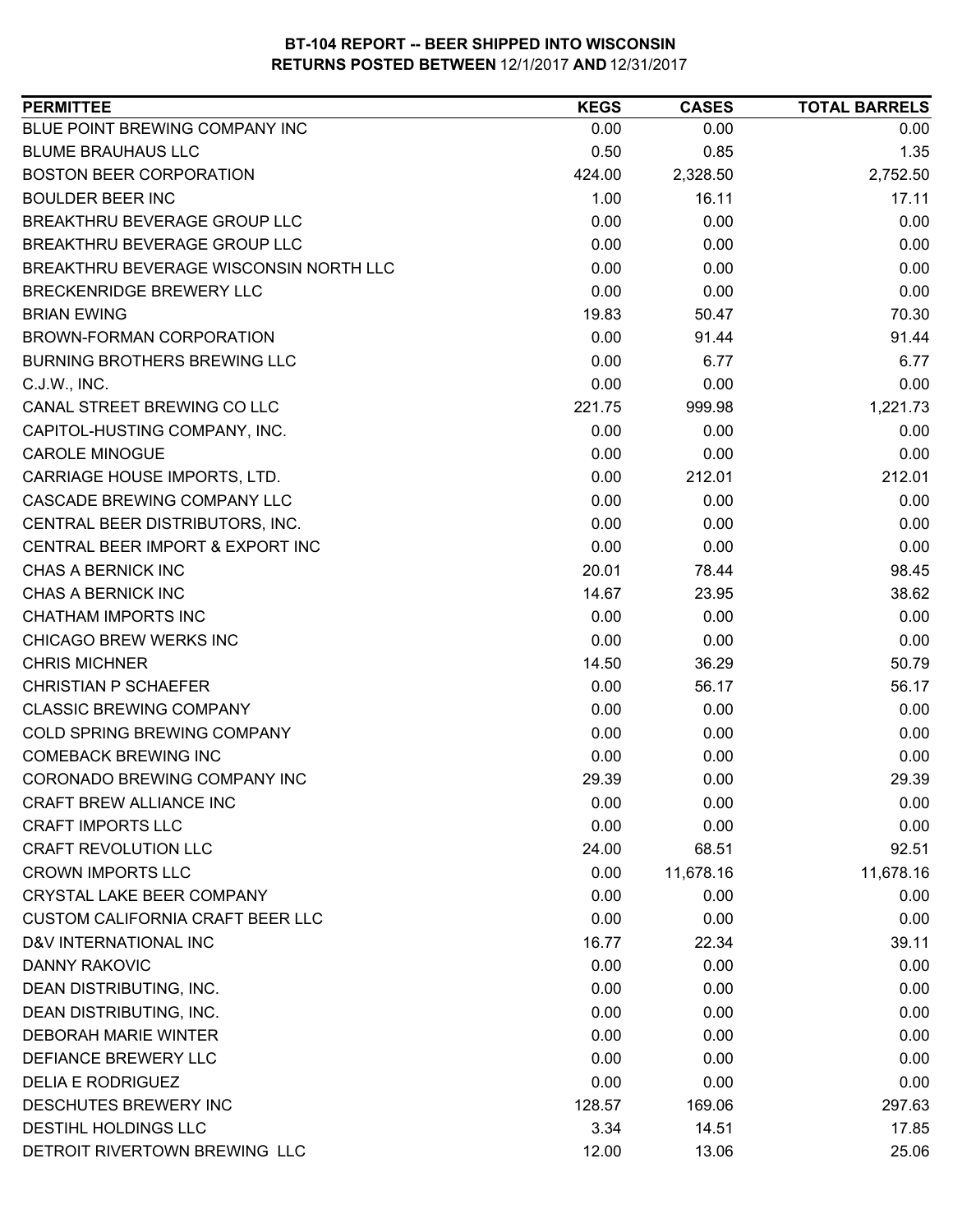**BT-104 REPORT -- BEER SHIPPED INTO WISCONSIN**
**RETURNS POSTED BETWEEN** 12/1/2017 **AND** 12/31/2017

| PERMITTEE | KEGS | CASES | TOTAL BARRELS |
|---|---|---|---|
| BLUE POINT BREWING COMPANY INC | 0.00 | 0.00 | 0.00 |
| BLUME BRAUHAUS LLC | 0.50 | 0.85 | 1.35 |
| BOSTON BEER CORPORATION | 424.00 | 2,328.50 | 2,752.50 |
| BOULDER BEER INC | 1.00 | 16.11 | 17.11 |
| BREAKTHRU BEVERAGE GROUP LLC | 0.00 | 0.00 | 0.00 |
| BREAKTHRU BEVERAGE GROUP LLC | 0.00 | 0.00 | 0.00 |
| BREAKTHRU BEVERAGE WISCONSIN NORTH LLC | 0.00 | 0.00 | 0.00 |
| BRECKENRIDGE BREWERY LLC | 0.00 | 0.00 | 0.00 |
| BRIAN EWING | 19.83 | 50.47 | 70.30 |
| BROWN-FORMAN CORPORATION | 0.00 | 91.44 | 91.44 |
| BURNING BROTHERS BREWING LLC | 0.00 | 6.77 | 6.77 |
| C.J.W., INC. | 0.00 | 0.00 | 0.00 |
| CANAL STREET BREWING CO LLC | 221.75 | 999.98 | 1,221.73 |
| CAPITOL-HUSTING COMPANY, INC. | 0.00 | 0.00 | 0.00 |
| CAROLE MINOGUE | 0.00 | 0.00 | 0.00 |
| CARRIAGE HOUSE IMPORTS, LTD. | 0.00 | 212.01 | 212.01 |
| CASCADE BREWING COMPANY LLC | 0.00 | 0.00 | 0.00 |
| CENTRAL BEER DISTRIBUTORS, INC. | 0.00 | 0.00 | 0.00 |
| CENTRAL BEER IMPORT & EXPORT INC | 0.00 | 0.00 | 0.00 |
| CHAS A BERNICK INC | 20.01 | 78.44 | 98.45 |
| CHAS A BERNICK INC | 14.67 | 23.95 | 38.62 |
| CHATHAM IMPORTS INC | 0.00 | 0.00 | 0.00 |
| CHICAGO BREW WERKS INC | 0.00 | 0.00 | 0.00 |
| CHRIS MICHNER | 14.50 | 36.29 | 50.79 |
| CHRISTIAN P SCHAEFER | 0.00 | 56.17 | 56.17 |
| CLASSIC BREWING COMPANY | 0.00 | 0.00 | 0.00 |
| COLD SPRING BREWING COMPANY | 0.00 | 0.00 | 0.00 |
| COMEBACK BREWING INC | 0.00 | 0.00 | 0.00 |
| CORONADO BREWING COMPANY INC | 29.39 | 0.00 | 29.39 |
| CRAFT BREW ALLIANCE INC | 0.00 | 0.00 | 0.00 |
| CRAFT IMPORTS LLC | 0.00 | 0.00 | 0.00 |
| CRAFT REVOLUTION LLC | 24.00 | 68.51 | 92.51 |
| CROWN IMPORTS LLC | 0.00 | 11,678.16 | 11,678.16 |
| CRYSTAL LAKE BEER COMPANY | 0.00 | 0.00 | 0.00 |
| CUSTOM CALIFORNIA CRAFT BEER LLC | 0.00 | 0.00 | 0.00 |
| D&V INTERNATIONAL INC | 16.77 | 22.34 | 39.11 |
| DANNY RAKOVIC | 0.00 | 0.00 | 0.00 |
| DEAN DISTRIBUTING, INC. | 0.00 | 0.00 | 0.00 |
| DEAN DISTRIBUTING, INC. | 0.00 | 0.00 | 0.00 |
| DEBORAH MARIE WINTER | 0.00 | 0.00 | 0.00 |
| DEFIANCE BREWERY LLC | 0.00 | 0.00 | 0.00 |
| DELIA E RODRIGUEZ | 0.00 | 0.00 | 0.00 |
| DESCHUTES BREWERY INC | 128.57 | 169.06 | 297.63 |
| DESTIHL HOLDINGS LLC | 3.34 | 14.51 | 17.85 |
| DETROIT RIVERTOWN BREWING LLC | 12.00 | 13.06 | 25.06 |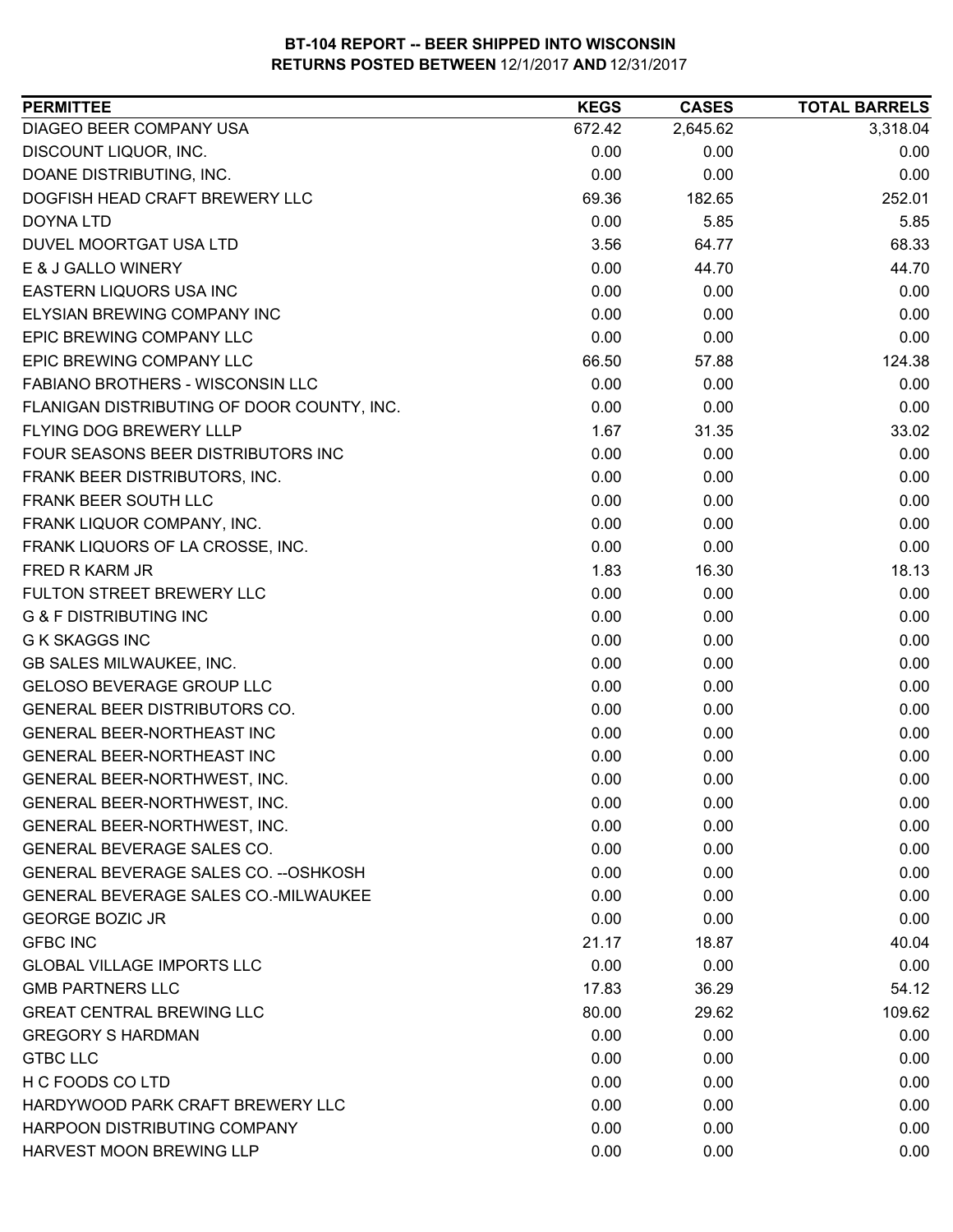## BT-104 REPORT -- BEER SHIPPED INTO WISCONSIN
### RETURNS POSTED BETWEEN 12/1/2017 AND 12/31/2017

| PERMITTEE | KEGS | CASES | TOTAL BARRELS |
|---|---|---|---|
| DIAGEO BEER COMPANY USA | 672.42 | 2,645.62 | 3,318.04 |
| DISCOUNT LIQUOR, INC. | 0.00 | 0.00 | 0.00 |
| DOANE DISTRIBUTING, INC. | 0.00 | 0.00 | 0.00 |
| DOGFISH HEAD CRAFT BREWERY LLC | 69.36 | 182.65 | 252.01 |
| DOYNA LTD | 0.00 | 5.85 | 5.85 |
| DUVEL MOORTGAT USA LTD | 3.56 | 64.77 | 68.33 |
| E & J GALLO WINERY | 0.00 | 44.70 | 44.70 |
| EASTERN LIQUORS USA INC | 0.00 | 0.00 | 0.00 |
| ELYSIAN BREWING COMPANY INC | 0.00 | 0.00 | 0.00 |
| EPIC BREWING COMPANY LLC | 0.00 | 0.00 | 0.00 |
| EPIC BREWING COMPANY LLC | 66.50 | 57.88 | 124.38 |
| FABIANO BROTHERS - WISCONSIN LLC | 0.00 | 0.00 | 0.00 |
| FLANIGAN DISTRIBUTING OF DOOR COUNTY, INC. | 0.00 | 0.00 | 0.00 |
| FLYING DOG BREWERY LLLP | 1.67 | 31.35 | 33.02 |
| FOUR SEASONS BEER DISTRIBUTORS INC | 0.00 | 0.00 | 0.00 |
| FRANK BEER DISTRIBUTORS, INC. | 0.00 | 0.00 | 0.00 |
| FRANK BEER SOUTH LLC | 0.00 | 0.00 | 0.00 |
| FRANK LIQUOR COMPANY, INC. | 0.00 | 0.00 | 0.00 |
| FRANK LIQUORS OF LA CROSSE, INC. | 0.00 | 0.00 | 0.00 |
| FRED R KARM JR | 1.83 | 16.30 | 18.13 |
| FULTON STREET BREWERY LLC | 0.00 | 0.00 | 0.00 |
| G & F DISTRIBUTING INC | 0.00 | 0.00 | 0.00 |
| G K SKAGGS INC | 0.00 | 0.00 | 0.00 |
| GB SALES MILWAUKEE, INC. | 0.00 | 0.00 | 0.00 |
| GELOSO BEVERAGE GROUP LLC | 0.00 | 0.00 | 0.00 |
| GENERAL BEER DISTRIBUTORS CO. | 0.00 | 0.00 | 0.00 |
| GENERAL BEER-NORTHEAST INC | 0.00 | 0.00 | 0.00 |
| GENERAL BEER-NORTHEAST INC | 0.00 | 0.00 | 0.00 |
| GENERAL BEER-NORTHWEST, INC. | 0.00 | 0.00 | 0.00 |
| GENERAL BEER-NORTHWEST, INC. | 0.00 | 0.00 | 0.00 |
| GENERAL BEER-NORTHWEST, INC. | 0.00 | 0.00 | 0.00 |
| GENERAL BEVERAGE SALES CO. | 0.00 | 0.00 | 0.00 |
| GENERAL BEVERAGE SALES CO. --OSHKOSH | 0.00 | 0.00 | 0.00 |
| GENERAL BEVERAGE SALES CO.-MILWAUKEE | 0.00 | 0.00 | 0.00 |
| GEORGE BOZIC JR | 0.00 | 0.00 | 0.00 |
| GFBC INC | 21.17 | 18.87 | 40.04 |
| GLOBAL VILLAGE IMPORTS LLC | 0.00 | 0.00 | 0.00 |
| GMB PARTNERS LLC | 17.83 | 36.29 | 54.12 |
| GREAT CENTRAL BREWING LLC | 80.00 | 29.62 | 109.62 |
| GREGORY S HARDMAN | 0.00 | 0.00 | 0.00 |
| GTBC LLC | 0.00 | 0.00 | 0.00 |
| H C FOODS CO LTD | 0.00 | 0.00 | 0.00 |
| HARDYWOOD PARK CRAFT BREWERY LLC | 0.00 | 0.00 | 0.00 |
| HARPOON DISTRIBUTING COMPANY | 0.00 | 0.00 | 0.00 |
| HARVEST MOON BREWING LLP | 0.00 | 0.00 | 0.00 |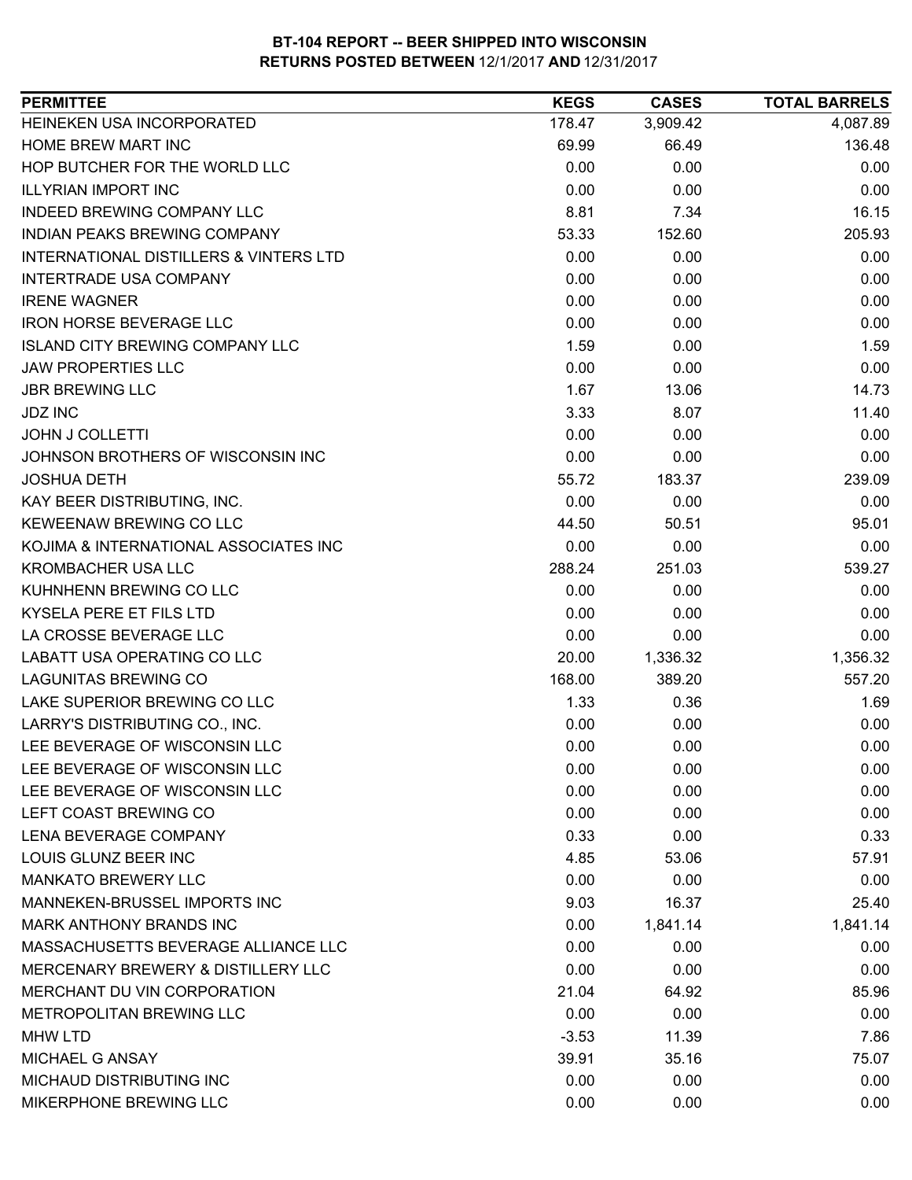# BT-104 REPORT -- BEER SHIPPED INTO WISCONSIN
## RETURNS POSTED BETWEEN 12/1/2017 AND 12/31/2017

| PERMITTEE | KEGS | CASES | TOTAL BARRELS |
|---|---|---|---|
| HEINEKEN USA INCORPORATED | 178.47 | 3,909.42 | 4,087.89 |
| HOME BREW MART INC | 69.99 | 66.49 | 136.48 |
| HOP BUTCHER FOR THE WORLD LLC | 0.00 | 0.00 | 0.00 |
| ILLYRIAN IMPORT INC | 0.00 | 0.00 | 0.00 |
| INDEED BREWING COMPANY LLC | 8.81 | 7.34 | 16.15 |
| INDIAN PEAKS BREWING COMPANY | 53.33 | 152.60 | 205.93 |
| INTERNATIONAL DISTILLERS & VINTERS LTD | 0.00 | 0.00 | 0.00 |
| INTERTRADE USA COMPANY | 0.00 | 0.00 | 0.00 |
| IRENE WAGNER | 0.00 | 0.00 | 0.00 |
| IRON HORSE BEVERAGE LLC | 0.00 | 0.00 | 0.00 |
| ISLAND CITY BREWING COMPANY LLC | 1.59 | 0.00 | 1.59 |
| JAW PROPERTIES LLC | 0.00 | 0.00 | 0.00 |
| JBR BREWING LLC | 1.67 | 13.06 | 14.73 |
| JDZ INC | 3.33 | 8.07 | 11.40 |
| JOHN J COLLETTI | 0.00 | 0.00 | 0.00 |
| JOHNSON BROTHERS OF WISCONSIN INC | 0.00 | 0.00 | 0.00 |
| JOSHUA DETH | 55.72 | 183.37 | 239.09 |
| KAY BEER DISTRIBUTING, INC. | 0.00 | 0.00 | 0.00 |
| KEWEENAW BREWING CO LLC | 44.50 | 50.51 | 95.01 |
| KOJIMA & INTERNATIONAL ASSOCIATES INC | 0.00 | 0.00 | 0.00 |
| KROMBACHER USA LLC | 288.24 | 251.03 | 539.27 |
| KUHNHENN BREWING CO LLC | 0.00 | 0.00 | 0.00 |
| KYSELA PERE ET FILS LTD | 0.00 | 0.00 | 0.00 |
| LA CROSSE BEVERAGE LLC | 0.00 | 0.00 | 0.00 |
| LABATT USA OPERATING CO LLC | 20.00 | 1,336.32 | 1,356.32 |
| LAGUNITAS BREWING CO | 168.00 | 389.20 | 557.20 |
| LAKE SUPERIOR BREWING CO LLC | 1.33 | 0.36 | 1.69 |
| LARRY'S DISTRIBUTING CO., INC. | 0.00 | 0.00 | 0.00 |
| LEE BEVERAGE OF WISCONSIN LLC | 0.00 | 0.00 | 0.00 |
| LEE BEVERAGE OF WISCONSIN LLC | 0.00 | 0.00 | 0.00 |
| LEE BEVERAGE OF WISCONSIN LLC | 0.00 | 0.00 | 0.00 |
| LEFT COAST BREWING CO | 0.00 | 0.00 | 0.00 |
| LENA BEVERAGE COMPANY | 0.33 | 0.00 | 0.33 |
| LOUIS GLUNZ BEER INC | 4.85 | 53.06 | 57.91 |
| MANKATO BREWERY LLC | 0.00 | 0.00 | 0.00 |
| MANNEKEN-BRUSSEL IMPORTS INC | 9.03 | 16.37 | 25.40 |
| MARK ANTHONY BRANDS INC | 0.00 | 1,841.14 | 1,841.14 |
| MASSACHUSETTS BEVERAGE ALLIANCE LLC | 0.00 | 0.00 | 0.00 |
| MERCENARY BREWERY & DISTILLERY LLC | 0.00 | 0.00 | 0.00 |
| MERCHANT DU VIN CORPORATION | 21.04 | 64.92 | 85.96 |
| METROPOLITAN BREWING LLC | 0.00 | 0.00 | 0.00 |
| MHW LTD | -3.53 | 11.39 | 7.86 |
| MICHAEL G ANSAY | 39.91 | 35.16 | 75.07 |
| MICHAUD DISTRIBUTING INC | 0.00 | 0.00 | 0.00 |
| MIKERPHONE BREWING LLC | 0.00 | 0.00 | 0.00 |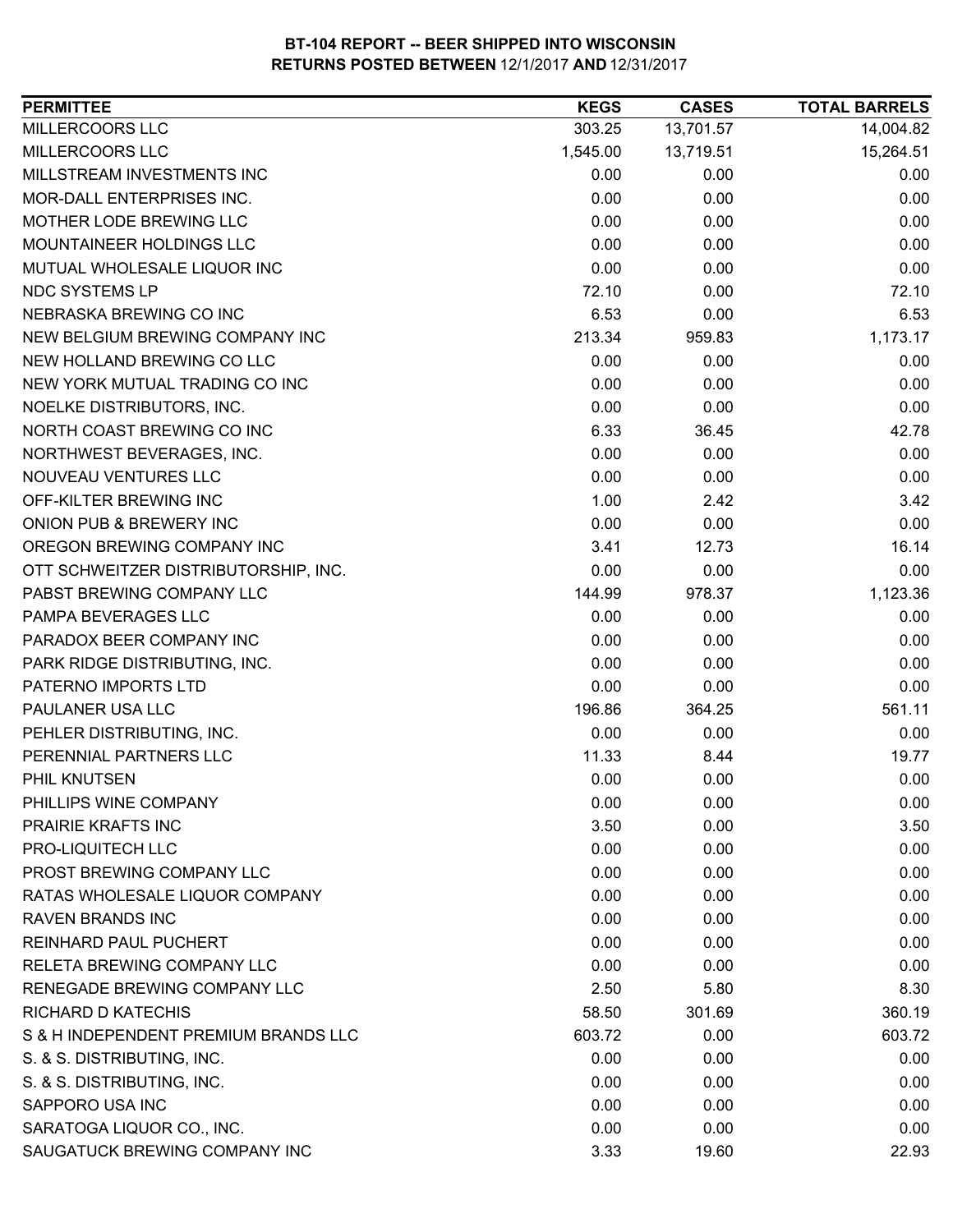# BT-104 REPORT -- BEER SHIPPED INTO WISCONSIN
## RETURNS POSTED BETWEEN 12/1/2017 AND 12/31/2017

| PERMITTEE | KEGS | CASES | TOTAL BARRELS |
|---|---|---|---|
| MILLERCOORS LLC | 303.25 | 13,701.57 | 14,004.82 |
| MILLERCOORS LLC | 1,545.00 | 13,719.51 | 15,264.51 |
| MILLSTREAM INVESTMENTS INC | 0.00 | 0.00 | 0.00 |
| MOR-DALL ENTERPRISES INC. | 0.00 | 0.00 | 0.00 |
| MOTHER LODE BREWING LLC | 0.00 | 0.00 | 0.00 |
| MOUNTAINEER HOLDINGS LLC | 0.00 | 0.00 | 0.00 |
| MUTUAL WHOLESALE LIQUOR INC | 0.00 | 0.00 | 0.00 |
| NDC SYSTEMS LP | 72.10 | 0.00 | 72.10 |
| NEBRASKA BREWING CO INC | 6.53 | 0.00 | 6.53 |
| NEW BELGIUM BREWING COMPANY INC | 213.34 | 959.83 | 1,173.17 |
| NEW HOLLAND BREWING CO LLC | 0.00 | 0.00 | 0.00 |
| NEW YORK MUTUAL TRADING CO INC | 0.00 | 0.00 | 0.00 |
| NOELKE DISTRIBUTORS, INC. | 0.00 | 0.00 | 0.00 |
| NORTH COAST BREWING CO INC | 6.33 | 36.45 | 42.78 |
| NORTHWEST BEVERAGES, INC. | 0.00 | 0.00 | 0.00 |
| NOUVEAU VENTURES LLC | 0.00 | 0.00 | 0.00 |
| OFF-KILTER BREWING INC | 1.00 | 2.42 | 3.42 |
| ONION PUB & BREWERY INC | 0.00 | 0.00 | 0.00 |
| OREGON BREWING COMPANY INC | 3.41 | 12.73 | 16.14 |
| OTT SCHWEITZER DISTRIBUTORSHIP, INC. | 0.00 | 0.00 | 0.00 |
| PABST BREWING COMPANY LLC | 144.99 | 978.37 | 1,123.36 |
| PAMPA BEVERAGES LLC | 0.00 | 0.00 | 0.00 |
| PARADOX BEER COMPANY INC | 0.00 | 0.00 | 0.00 |
| PARK RIDGE DISTRIBUTING, INC. | 0.00 | 0.00 | 0.00 |
| PATERNO IMPORTS LTD | 0.00 | 0.00 | 0.00 |
| PAULANER USA LLC | 196.86 | 364.25 | 561.11 |
| PEHLER DISTRIBUTING, INC. | 0.00 | 0.00 | 0.00 |
| PERENNIAL PARTNERS LLC | 11.33 | 8.44 | 19.77 |
| PHIL KNUTSEN | 0.00 | 0.00 | 0.00 |
| PHILLIPS WINE COMPANY | 0.00 | 0.00 | 0.00 |
| PRAIRIE KRAFTS INC | 3.50 | 0.00 | 3.50 |
| PRO-LIQUITECH LLC | 0.00 | 0.00 | 0.00 |
| PROST BREWING COMPANY LLC | 0.00 | 0.00 | 0.00 |
| RATAS WHOLESALE LIQUOR COMPANY | 0.00 | 0.00 | 0.00 |
| RAVEN BRANDS INC | 0.00 | 0.00 | 0.00 |
| REINHARD PAUL PUCHERT | 0.00 | 0.00 | 0.00 |
| RELETA BREWING COMPANY LLC | 0.00 | 0.00 | 0.00 |
| RENEGADE BREWING COMPANY LLC | 2.50 | 5.80 | 8.30 |
| RICHARD D KATECHIS | 58.50 | 301.69 | 360.19 |
| S & H INDEPENDENT PREMIUM BRANDS LLC | 603.72 | 0.00 | 603.72 |
| S. & S. DISTRIBUTING, INC. | 0.00 | 0.00 | 0.00 |
| S. & S. DISTRIBUTING, INC. | 0.00 | 0.00 | 0.00 |
| SAPPORO USA INC | 0.00 | 0.00 | 0.00 |
| SARATOGA LIQUOR CO., INC. | 0.00 | 0.00 | 0.00 |
| SAUGATUCK BREWING COMPANY INC | 3.33 | 19.60 | 22.93 |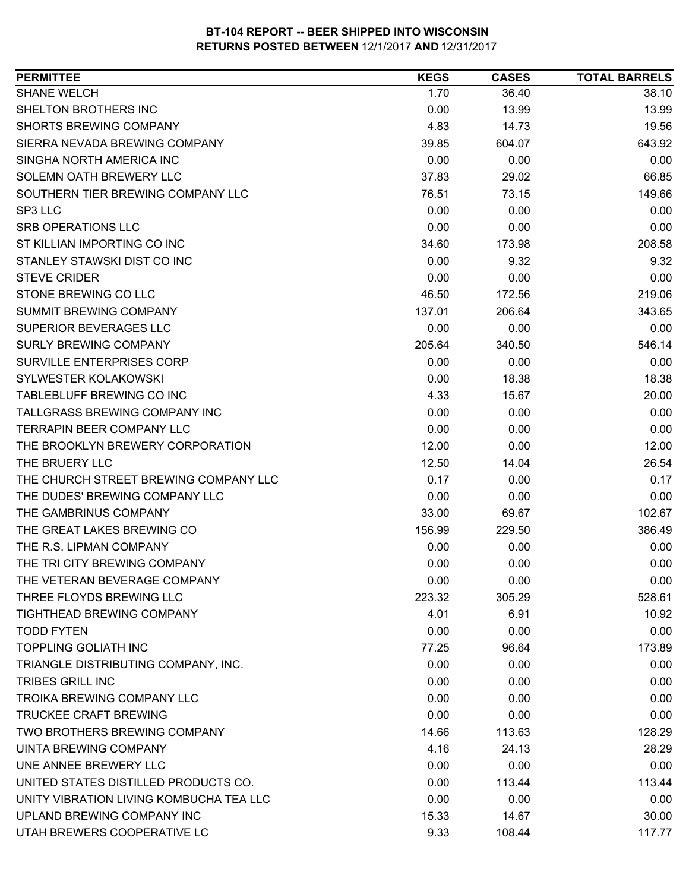# BT-104 REPORT -- BEER SHIPPED INTO WISCONSIN
## RETURNS POSTED BETWEEN 12/1/2017 AND 12/31/2017

| PERMITTEE | KEGS | CASES | TOTAL BARRELS |
|---|---|---|---|
| SHANE WELCH | 1.70 | 36.40 | 38.10 |
| SHELTON BROTHERS INC | 0.00 | 13.99 | 13.99 |
| SHORTS BREWING COMPANY | 4.83 | 14.73 | 19.56 |
| SIERRA NEVADA BREWING COMPANY | 39.85 | 604.07 | 643.92 |
| SINGHA NORTH AMERICA INC | 0.00 | 0.00 | 0.00 |
| SOLEMN OATH BREWERY LLC | 37.83 | 29.02 | 66.85 |
| SOUTHERN TIER BREWING COMPANY LLC | 76.51 | 73.15 | 149.66 |
| SP3 LLC | 0.00 | 0.00 | 0.00 |
| SRB OPERATIONS LLC | 0.00 | 0.00 | 0.00 |
| ST KILLIAN IMPORTING CO INC | 34.60 | 173.98 | 208.58 |
| STANLEY STAWSKI DIST CO INC | 0.00 | 9.32 | 9.32 |
| STEVE CRIDER | 0.00 | 0.00 | 0.00 |
| STONE BREWING CO LLC | 46.50 | 172.56 | 219.06 |
| SUMMIT BREWING COMPANY | 137.01 | 206.64 | 343.65 |
| SUPERIOR BEVERAGES LLC | 0.00 | 0.00 | 0.00 |
| SURLY BREWING COMPANY | 205.64 | 340.50 | 546.14 |
| SURVILLE ENTERPRISES CORP | 0.00 | 0.00 | 0.00 |
| SYLWESTER KOLAKOWSKI | 0.00 | 18.38 | 18.38 |
| TABLEBLUFF BREWING CO INC | 4.33 | 15.67 | 20.00 |
| TALLGRASS BREWING COMPANY INC | 0.00 | 0.00 | 0.00 |
| TERRAPIN BEER COMPANY LLC | 0.00 | 0.00 | 0.00 |
| THE BROOKLYN BREWERY CORPORATION | 12.00 | 0.00 | 12.00 |
| THE BRUERY LLC | 12.50 | 14.04 | 26.54 |
| THE CHURCH STREET BREWING COMPANY LLC | 0.17 | 0.00 | 0.17 |
| THE DUDES' BREWING COMPANY LLC | 0.00 | 0.00 | 0.00 |
| THE GAMBRINUS COMPANY | 33.00 | 69.67 | 102.67 |
| THE GREAT LAKES BREWING CO | 156.99 | 229.50 | 386.49 |
| THE R.S. LIPMAN COMPANY | 0.00 | 0.00 | 0.00 |
| THE TRI CITY BREWING COMPANY | 0.00 | 0.00 | 0.00 |
| THE VETERAN BEVERAGE COMPANY | 0.00 | 0.00 | 0.00 |
| THREE FLOYDS BREWING LLC | 223.32 | 305.29 | 528.61 |
| TIGHTHEAD BREWING COMPANY | 4.01 | 6.91 | 10.92 |
| TODD FYTEN | 0.00 | 0.00 | 0.00 |
| TOPPLING GOLIATH INC | 77.25 | 96.64 | 173.89 |
| TRIANGLE DISTRIBUTING COMPANY, INC. | 0.00 | 0.00 | 0.00 |
| TRIBES GRILL INC | 0.00 | 0.00 | 0.00 |
| TROIKA BREWING COMPANY LLC | 0.00 | 0.00 | 0.00 |
| TRUCKEE CRAFT BREWING | 0.00 | 0.00 | 0.00 |
| TWO BROTHERS BREWING COMPANY | 14.66 | 113.63 | 128.29 |
| UINTA BREWING COMPANY | 4.16 | 24.13 | 28.29 |
| UNE ANNEE BREWERY LLC | 0.00 | 0.00 | 0.00 |
| UNITED STATES DISTILLED PRODUCTS CO. | 0.00 | 113.44 | 113.44 |
| UNITY VIBRATION LIVING KOMBUCHA TEA LLC | 0.00 | 0.00 | 0.00 |
| UPLAND BREWING COMPANY INC | 15.33 | 14.67 | 30.00 |
| UTAH BREWERS COOPERATIVE LC | 9.33 | 108.44 | 117.77 |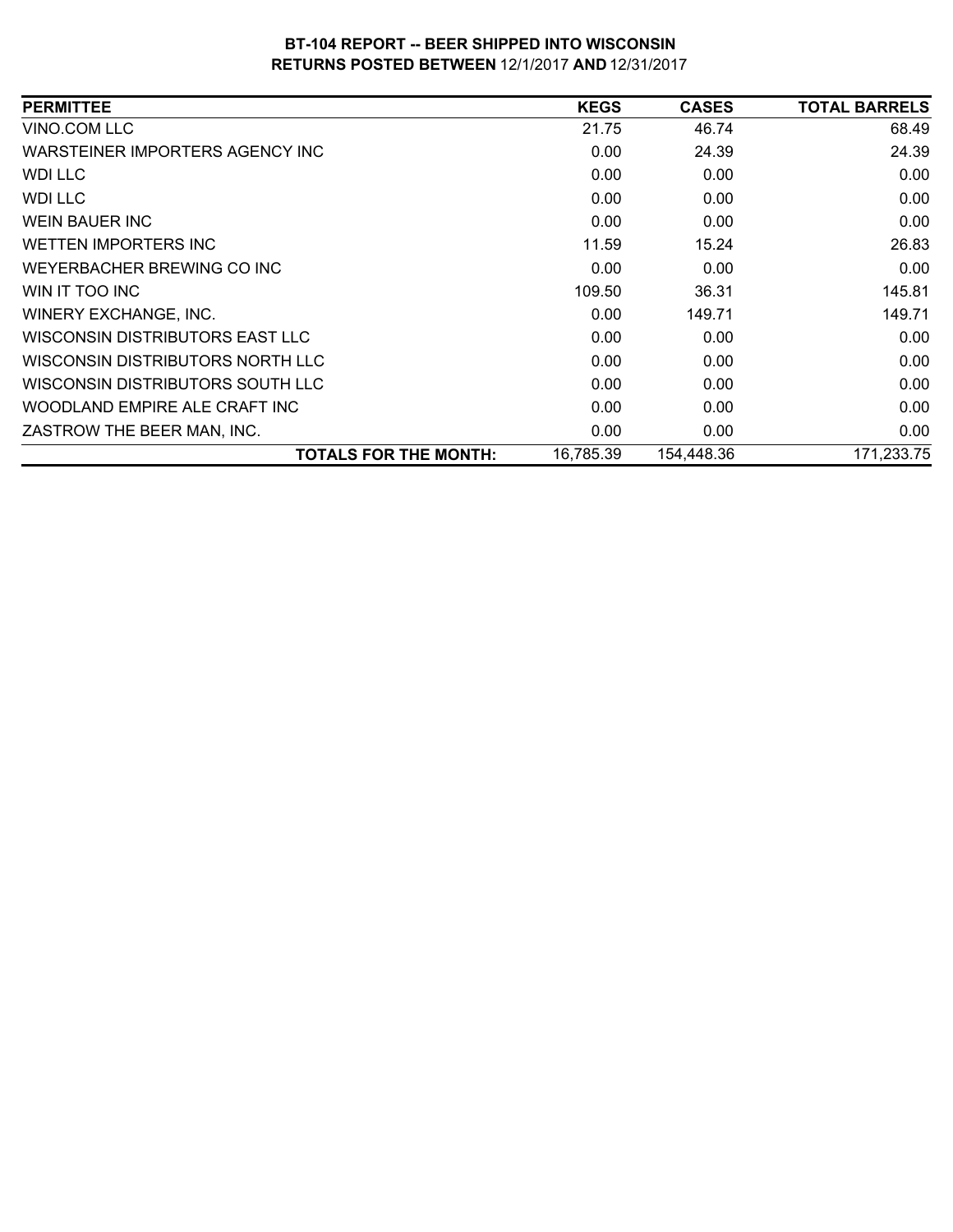**BT-104 REPORT -- BEER SHIPPED INTO WISCONSIN**
**RETURNS POSTED BETWEEN** 12/1/2017 **AND** 12/31/2017

| PERMITTEE | KEGS | CASES | TOTAL BARRELS |
|---|---|---|---|
| VINO.COM LLC | 21.75 | 46.74 | 68.49 |
| WARSTEINER IMPORTERS AGENCY INC | 0.00 | 24.39 | 24.39 |
| WDI LLC | 0.00 | 0.00 | 0.00 |
| WDI LLC | 0.00 | 0.00 | 0.00 |
| WEIN BAUER INC | 0.00 | 0.00 | 0.00 |
| WETTEN IMPORTERS INC | 11.59 | 15.24 | 26.83 |
| WEYERBACHER BREWING CO INC | 0.00 | 0.00 | 0.00 |
| WIN IT TOO INC | 109.50 | 36.31 | 145.81 |
| WINERY EXCHANGE, INC. | 0.00 | 149.71 | 149.71 |
| WISCONSIN DISTRIBUTORS EAST LLC | 0.00 | 0.00 | 0.00 |
| WISCONSIN DISTRIBUTORS NORTH LLC | 0.00 | 0.00 | 0.00 |
| WISCONSIN DISTRIBUTORS SOUTH LLC | 0.00 | 0.00 | 0.00 |
| WOODLAND EMPIRE ALE CRAFT INC | 0.00 | 0.00 | 0.00 |
| ZASTROW THE BEER MAN, INC. | 0.00 | 0.00 | 0.00 |
| **TOTALS FOR THE MONTH:** | 16,785.39 | 154,448.36 | 171,233.75 |